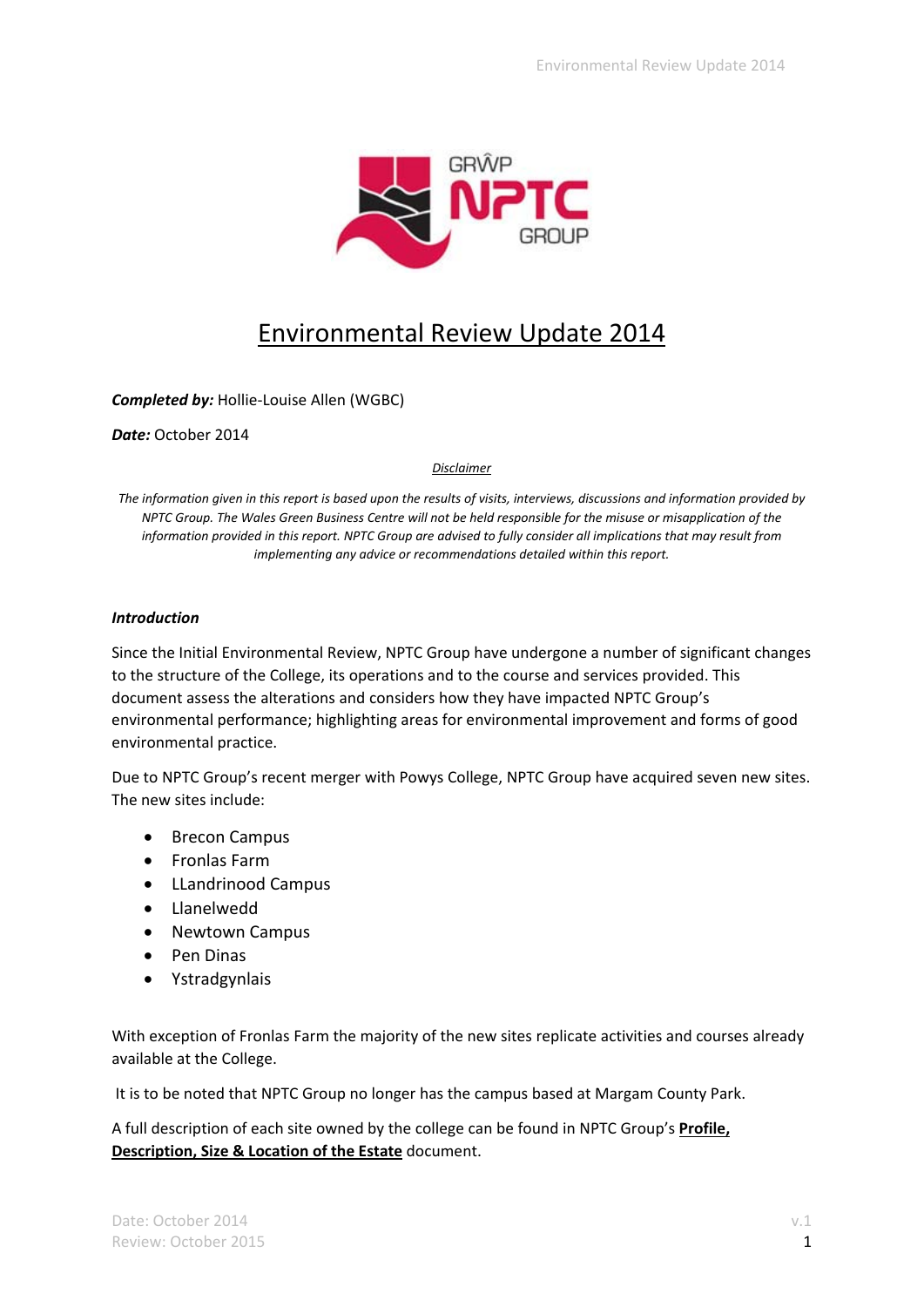# Environmental Review Update 2014

***Completed by:*** Hollie-Louise Allen (WGBC)

***Date:*** October 2014

*Disclaimer*

*The information given in this report is based upon the results of visits, interviews, discussions and information provided by NPTC Group. The Wales Green Business Centre will not be held responsible for the misuse or misapplication of the information provided in this report. NPTC Group are advised to fully consider all implications that may result from implementing any advice or recommendations detailed within this report.*

***Introduction***

Since the Initial Environmental Review, NPTC Group have undergone a number of significant changes to the structure of the College, its operations and to the course and services provided. This document assess the alterations and considers how they have impacted NPTC Group's environmental performance; highlighting areas for environmental improvement and forms of good environmental practice.

Due to NPTC Group's recent merger with Powys College, NPTC Group have acquired seven new sites. The new sites include:

- Brecon Campus
- Fronlas Farm
- LLandrinood Campus
- Llanelwedd
- Newtown Campus
- Pen Dinas
- Ystradgynlais

With exception of Fronlas Farm the majority of the new sites replicate activities and courses already available at the College.

It is to be noted that NPTC Group no longer has the campus based at Margam County Park.

A full description of each site owned by the college can be found in NPTC Group's **Profile, Description, Size & Location of the Estate** document.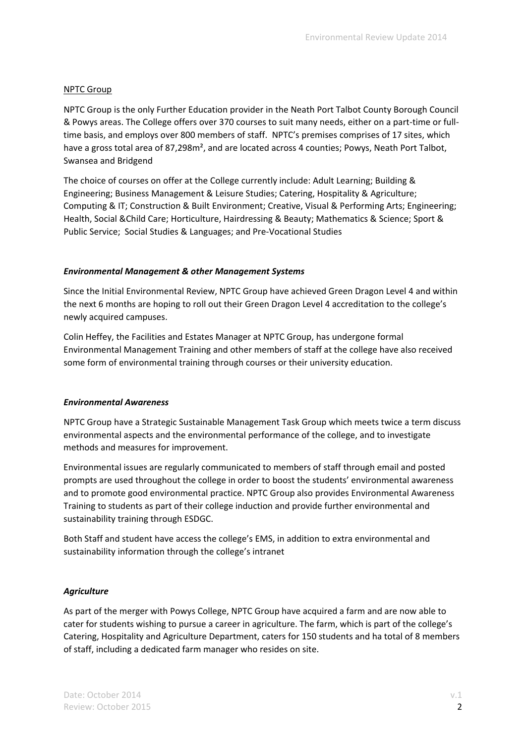<u>NPTC Group</u>

NPTC Group is the only Further Education provider in the Neath Port Talbot County Borough Council & Powys areas. The College offers over 370 courses to suit many needs, either on a part-time or full-time basis, and employs over 800 members of staff. NPTC's premises comprises of 17 sites, which have a gross total area of 87,298m², and are located across 4 counties; Powys, Neath Port Talbot, Swansea and Bridgend

The choice of courses on offer at the College currently include: Adult Learning; Building & Engineering; Business Management & Leisure Studies; Catering, Hospitality & Agriculture; Computing & IT; Construction & Built Environment; Creative, Visual & Performing Arts; Engineering; Health, Social &Child Care; Horticulture, Hairdressing & Beauty; Mathematics & Science; Sport & Public Service; Social Studies & Languages; and Pre-Vocational Studies

### *Environmental Management & other Management Systems*

Since the Initial Environmental Review, NPTC Group have achieved Green Dragon Level 4 and within the next 6 months are hoping to roll out their Green Dragon Level 4 accreditation to the college's newly acquired campuses.

Colin Heffey, the Facilities and Estates Manager at NPTC Group, has undergone formal Environmental Management Training and other members of staff at the college have also received some form of environmental training through courses or their university education.

### *Environmental Awareness*

NPTC Group have a Strategic Sustainable Management Task Group which meets twice a term discuss environmental aspects and the environmental performance of the college, and to investigate methods and measures for improvement.

Environmental issues are regularly communicated to members of staff through email and posted prompts are used throughout the college in order to boost the students' environmental awareness and to promote good environmental practice. NPTC Group also provides Environmental Awareness Training to students as part of their college induction and provide further environmental and sustainability training through ESDGC.

Both Staff and student have access the college's EMS, in addition to extra environmental and sustainability information through the college's intranet

### *Agriculture*

As part of the merger with Powys College, NPTC Group have acquired a farm and are now able to cater for students wishing to pursue a career in agriculture. The farm, which is part of the college's Catering, Hospitality and Agriculture Department, caters for 150 students and ha total of 8 members of staff, including a dedicated farm manager who resides on site.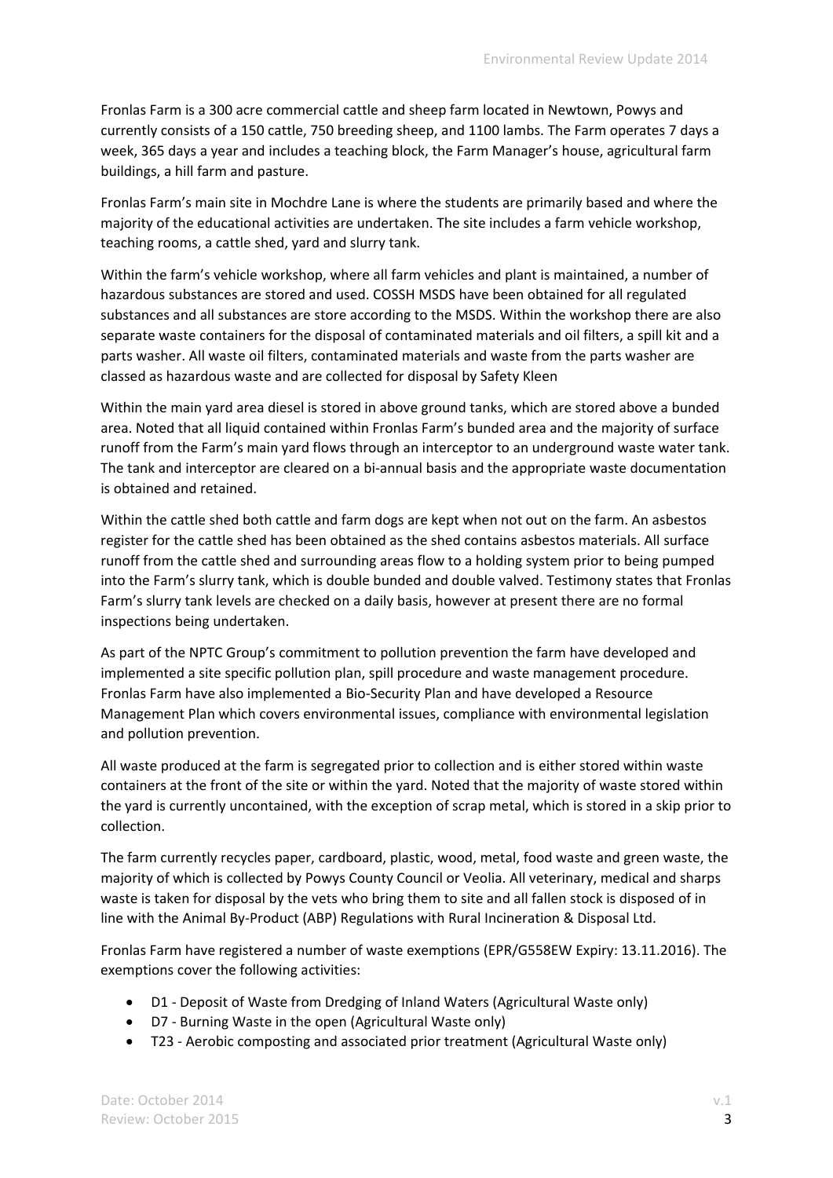Fronlas Farm is a 300 acre commercial cattle and sheep farm located in Newtown, Powys and currently consists of a 150 cattle, 750 breeding sheep, and 1100 lambs. The Farm operates 7 days a week, 365 days a year and includes a teaching block, the Farm Manager's house, agricultural farm buildings, a hill farm and pasture.

Fronlas Farm's main site in Mochdre Lane is where the students are primarily based and where the majority of the educational activities are undertaken. The site includes a farm vehicle workshop, teaching rooms, a cattle shed, yard and slurry tank.

Within the farm's vehicle workshop, where all farm vehicles and plant is maintained, a number of hazardous substances are stored and used. COSSH MSDS have been obtained for all regulated substances and all substances are store according to the MSDS. Within the workshop there are also separate waste containers for the disposal of contaminated materials and oil filters, a spill kit and a parts washer. All waste oil filters, contaminated materials and waste from the parts washer are classed as hazardous waste and are collected for disposal by Safety Kleen

Within the main yard area diesel is stored in above ground tanks, which are stored above a bunded area. Noted that all liquid contained within Fronlas Farm's bunded area and the majority of surface runoff from the Farm's main yard flows through an interceptor to an underground waste water tank. The tank and interceptor are cleared on a bi-annual basis and the appropriate waste documentation is obtained and retained.

Within the cattle shed both cattle and farm dogs are kept when not out on the farm. An asbestos register for the cattle shed has been obtained as the shed contains asbestos materials. All surface runoff from the cattle shed and surrounding areas flow to a holding system prior to being pumped into the Farm's slurry tank, which is double bunded and double valved. Testimony states that Fronlas Farm's slurry tank levels are checked on a daily basis, however at present there are no formal inspections being undertaken.

As part of the NPTC Group's commitment to pollution prevention the farm have developed and implemented a site specific pollution plan, spill procedure and waste management procedure. Fronlas Farm have also implemented a Bio-Security Plan and have developed a Resource Management Plan which covers environmental issues, compliance with environmental legislation and pollution prevention.

All waste produced at the farm is segregated prior to collection and is either stored within waste containers at the front of the site or within the yard. Noted that the majority of waste stored within the yard is currently uncontained, with the exception of scrap metal, which is stored in a skip prior to collection.

The farm currently recycles paper, cardboard, plastic, wood, metal, food waste and green waste, the majority of which is collected by Powys County Council or Veolia. All veterinary, medical and sharps waste is taken for disposal by the vets who bring them to site and all fallen stock is disposed of in line with the Animal By-Product (ABP) Regulations with Rural Incineration & Disposal Ltd.

Fronlas Farm have registered a number of waste exemptions (EPR/G558EW Expiry: 13.11.2016). The exemptions cover the following activities:

- D1 - Deposit of Waste from Dredging of Inland Waters (Agricultural Waste only)
- D7 - Burning Waste in the open (Agricultural Waste only)
- T23 - Aerobic composting and associated prior treatment (Agricultural Waste only)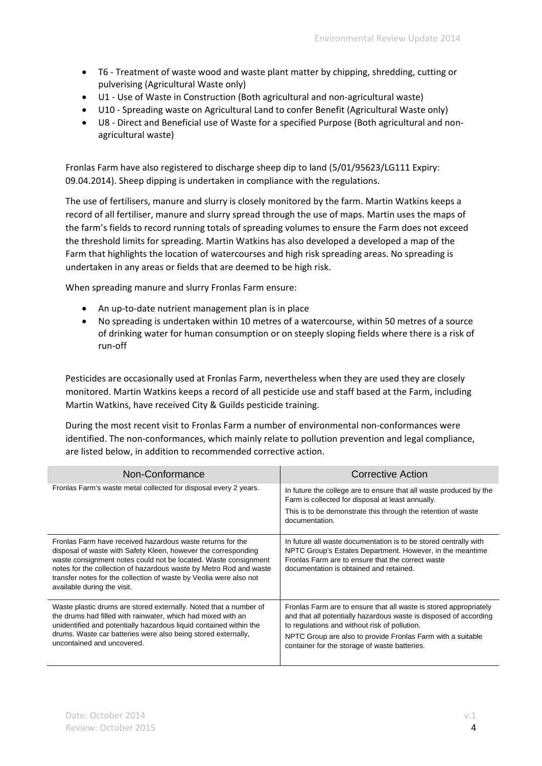- T6 - Treatment of waste wood and waste plant matter by chipping, shredding, cutting or pulverising (Agricultural Waste only)
- U1 - Use of Waste in Construction (Both agricultural and non-agricultural waste)
- U10 - Spreading waste on Agricultural Land to confer Benefit (Agricultural Waste only)
- U8 - Direct and Beneficial use of Waste for a specified Purpose (Both agricultural and non-agricultural waste)

Fronlas Farm have also registered to discharge sheep dip to land (5/01/95623/LG111 Expiry: 09.04.2014). Sheep dipping is undertaken in compliance with the regulations.

The use of fertilisers, manure and slurry is closely monitored by the farm. Martin Watkins keeps a record of all fertiliser, manure and slurry spread through the use of maps. Martin uses the maps of the farm's fields to record running totals of spreading volumes to ensure the Farm does not exceed the threshold limits for spreading. Martin Watkins has also developed a developed a map of the Farm that highlights the location of watercourses and high risk spreading areas. No spreading is undertaken in any areas or fields that are deemed to be high risk.

When spreading manure and slurry Fronlas Farm ensure:

- An up-to-date nutrient management plan is in place
- No spreading is undertaken within 10 metres of a watercourse, within 50 metres of a source of drinking water for human consumption or on steeply sloping fields where there is a risk of run-off

Pesticides are occasionally used at Fronlas Farm, nevertheless when they are used they are closely monitored. Martin Watkins keeps a record of all pesticide use and staff based at the Farm, including Martin Watkins, have received City & Guilds pesticide training.

During the most recent visit to Fronlas Farm a number of environmental non-conformances were identified. The non-conformances, which mainly relate to pollution prevention and legal compliance, are listed below, in addition to recommended corrective action.

| Non-Conformance | Corrective Action |
|---|---|
| Fronlas Farm's waste metal collected for disposal every 2 years. | In future the college are to ensure that all waste produced by the Farm is collected for disposal at least annually. This is to be demonstrate this through the retention of waste documentation. |
| Fronlas Farm have received hazardous waste returns for the disposal of waste with Safety Kleen, however the corresponding waste consignment notes could not be located. Waste consignment notes for the collection of hazardous waste by Metro Rod and waste transfer notes for the collection of waste by Veolia were also not available during the visit. | In future all waste documentation is to be stored centrally with NPTC Group's Estates Department. However, in the meantime Fronlas Farm are to ensure that the correct waste documentation is obtained and retained. |
| Waste plastic drums are stored externally. Noted that a number of the drums had filled with rainwater, which had mixed with an unidentified and potentially hazardous liquid contained within the drums. Waste car batteries were also being stored externally, uncontained and uncovered. | Fronlas Farm are to ensure that all waste is stored appropriately and that all potentially hazardous waste is disposed of according to regulations and without risk of pollution. NPTC Group are also to provide Fronlas Farm with a suitable container for the storage of waste batteries. |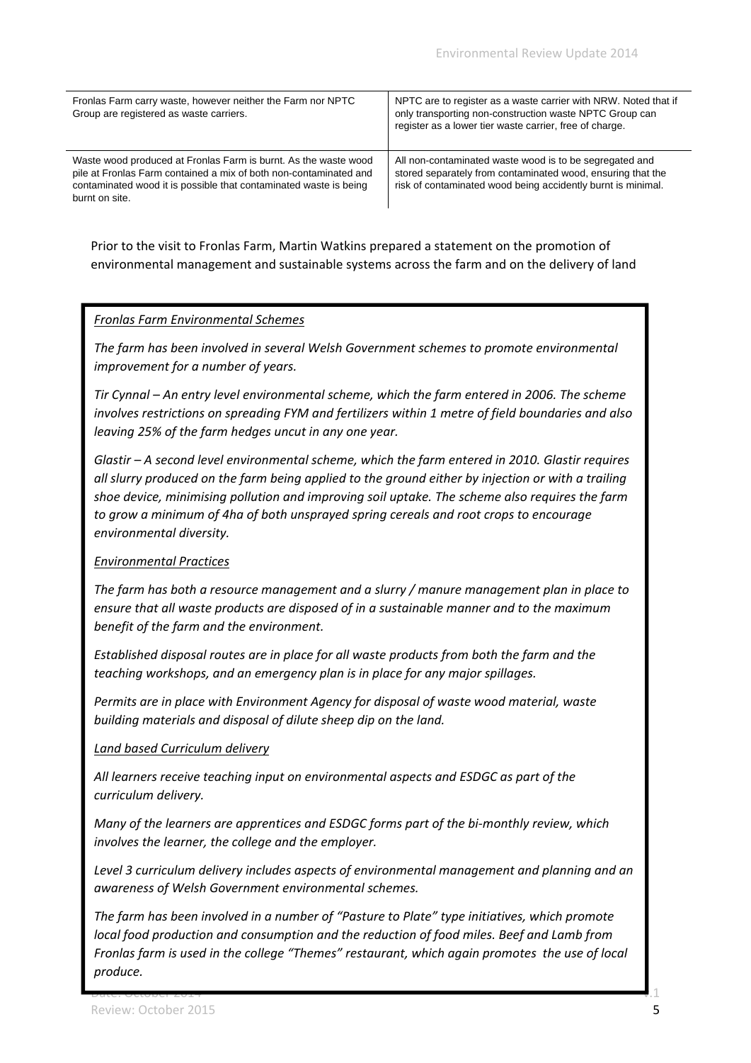| | |
|---|---|
| Fronlas Farm carry waste, however neither the Farm nor NPTC Group are registered as waste carriers. | NPTC are to register as a waste carrier with NRW. Noted that if only transporting non-construction waste NPTC Group can register as a lower tier waste carrier, free of charge. |
| Waste wood produced at Fronlas Farm is burnt. As the waste wood pile at Fronlas Farm contained a mix of both non-contaminated and contaminated wood it is possible that contaminated waste is being burnt on site. | All non-contaminated waste wood is to be segregated and stored separately from contaminated wood, ensuring that the risk of contaminated wood being accidently burnt is minimal. |

Prior to the visit to Fronlas Farm, Martin Watkins prepared a statement on the promotion of environmental management and sustainable systems across the farm and on the delivery of land

*Fronlas Farm Environmental Schemes*

*The farm has been involved in several Welsh Government schemes to promote environmental improvement for a number of years.*

*Tir Cynnal – An entry level environmental scheme, which the farm entered in 2006. The scheme involves restrictions on spreading FYM and fertilizers within 1 metre of field boundaries and also leaving 25% of the farm hedges uncut in any one year.*

*Glastir – A second level environmental scheme, which the farm entered in 2010. Glastir requires all slurry produced on the farm being applied to the ground either by injection or with a trailing shoe device, minimising pollution and improving soil uptake. The scheme also requires the farm to grow a minimum of 4ha of both unsprayed spring cereals and root crops to encourage environmental diversity.*

*Environmental Practices*

*The farm has both a resource management and a slurry / manure management plan in place to ensure that all waste products are disposed of in a sustainable manner and to the maximum benefit of the farm and the environment.*

*Established disposal routes are in place for all waste products from both the farm and the teaching workshops, and an emergency plan is in place for any major spillages.*

*Permits are in place with Environment Agency for disposal of waste wood material, waste building materials and disposal of dilute sheep dip on the land.*

*Land based Curriculum delivery*

*All learners receive teaching input on environmental aspects and ESDGC as part of the curriculum delivery.*

*Many of the learners are apprentices and ESDGC forms part of the bi-monthly review, which involves the learner, the college and the employer.*

*Level 3 curriculum delivery includes aspects of environmental management and planning and an awareness of Welsh Government environmental schemes.*

*The farm has been involved in a number of "Pasture to Plate" type initiatives, which promote local food production and consumption and the reduction of food miles. Beef and Lamb from Fronlas farm is used in the college "Themes" restaurant, which again promotes the use of local produce.*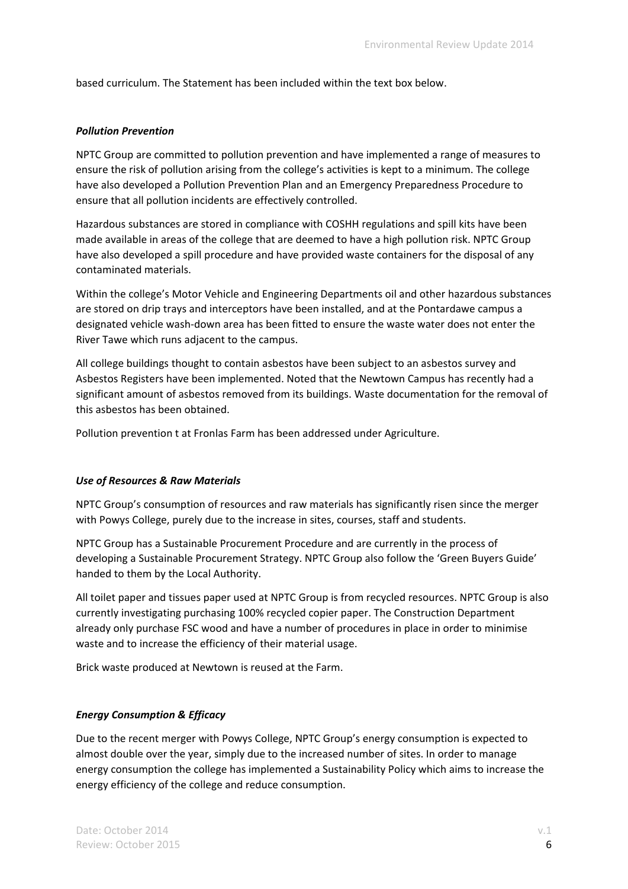based curriculum. The Statement has been included within the text box below.

***Pollution Prevention***

NPTC Group are committed to pollution prevention and have implemented a range of measures to ensure the risk of pollution arising from the college's activities is kept to a minimum. The college have also developed a Pollution Prevention Plan and an Emergency Preparedness Procedure to ensure that all pollution incidents are effectively controlled.

Hazardous substances are stored in compliance with COSHH regulations and spill kits have been made available in areas of the college that are deemed to have a high pollution risk. NPTC Group have also developed a spill procedure and have provided waste containers for the disposal of any contaminated materials.

Within the college's Motor Vehicle and Engineering Departments oil and other hazardous substances are stored on drip trays and interceptors have been installed, and at the Pontardawe campus a designated vehicle wash-down area has been fitted to ensure the waste water does not enter the River Tawe which runs adjacent to the campus.

All college buildings thought to contain asbestos have been subject to an asbestos survey and Asbestos Registers have been implemented. Noted that the Newtown Campus has recently had a significant amount of asbestos removed from its buildings. Waste documentation for the removal of this asbestos has been obtained.

Pollution prevention t at Fronlas Farm has been addressed under Agriculture.

***Use of Resources & Raw Materials***

NPTC Group's consumption of resources and raw materials has significantly risen since the merger with Powys College, purely due to the increase in sites, courses, staff and students.

NPTC Group has a Sustainable Procurement Procedure and are currently in the process of developing a Sustainable Procurement Strategy. NPTC Group also follow the 'Green Buyers Guide' handed to them by the Local Authority.

All toilet paper and tissues paper used at NPTC Group is from recycled resources. NPTC Group is also currently investigating purchasing 100% recycled copier paper. The Construction Department already only purchase FSC wood and have a number of procedures in place in order to minimise waste and to increase the efficiency of their material usage.

Brick waste produced at Newtown is reused at the Farm.

***Energy Consumption & Efficacy***

Due to the recent merger with Powys College, NPTC Group's energy consumption is expected to almost double over the year, simply due to the increased number of sites. In order to manage energy consumption the college has implemented a Sustainability Policy which aims to increase the energy efficiency of the college and reduce consumption.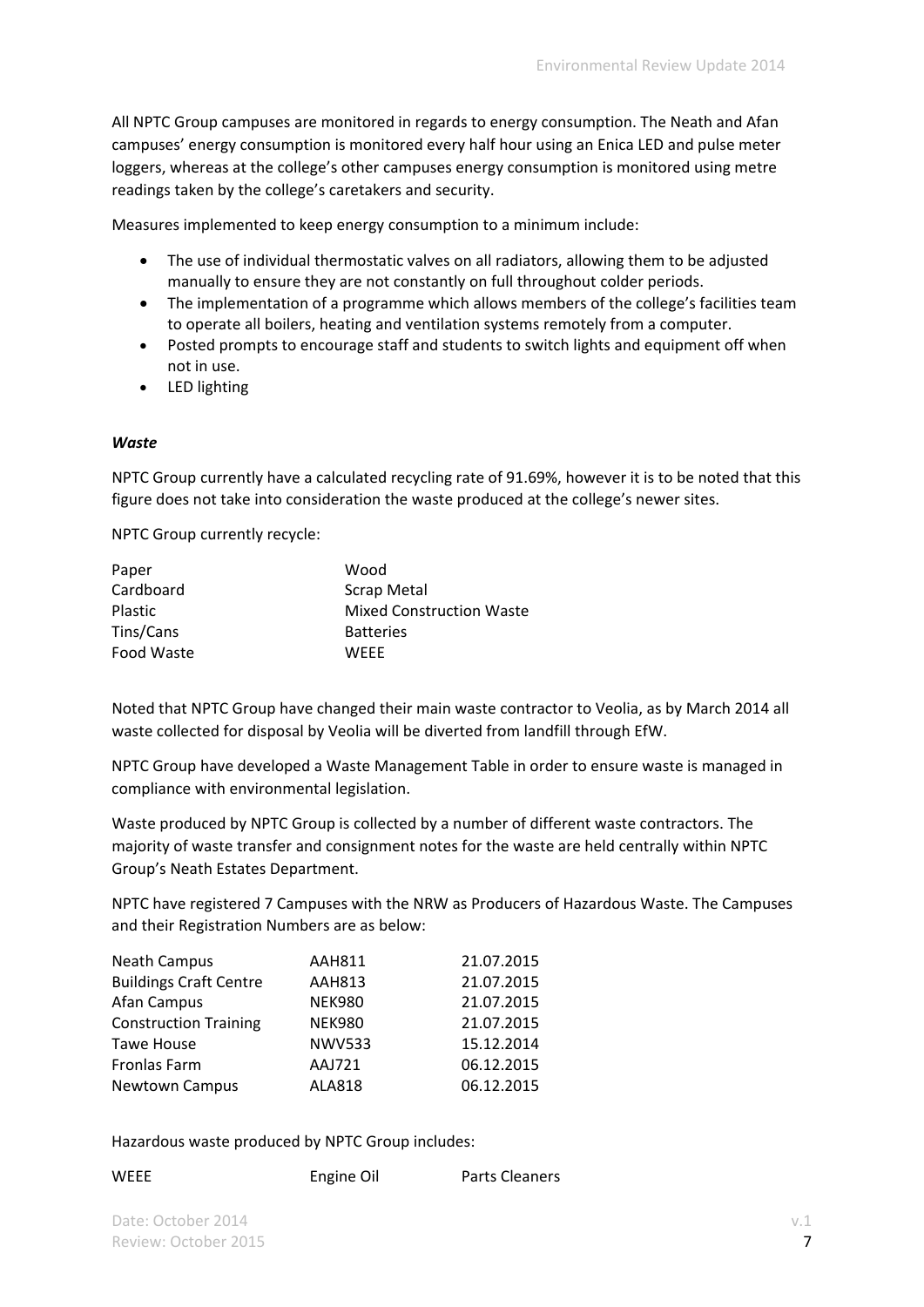All NPTC Group campuses are monitored in regards to energy consumption. The Neath and Afan campuses' energy consumption is monitored every half hour using an Enica LED and pulse meter loggers, whereas at the college's other campuses energy consumption is monitored using metre readings taken by the college's caretakers and security.

Measures implemented to keep energy consumption to a minimum include:

- The use of individual thermostatic valves on all radiators, allowing them to be adjusted manually to ensure they are not constantly on full throughout colder periods.
- The implementation of a programme which allows members of the college's facilities team to operate all boilers, heating and ventilation systems remotely from a computer.
- Posted prompts to encourage staff and students to switch lights and equipment off when not in use.
- LED lighting

***Waste***

NPTC Group currently have a calculated recycling rate of 91.69%, however it is to be noted that this figure does not take into consideration the waste produced at the college's newer sites.

NPTC Group currently recycle:

| | |
|---|---|
| Paper | Wood |
| Cardboard | Scrap Metal |
| Plastic | Mixed Construction Waste |
| Tins/Cans | Batteries |
| Food Waste | WEEE |

Noted that NPTC Group have changed their main waste contractor to Veolia, as by March 2014 all waste collected for disposal by Veolia will be diverted from landfill through EfW.

NPTC Group have developed a Waste Management Table in order to ensure waste is managed in compliance with environmental legislation.

Waste produced by NPTC Group is collected by a number of different waste contractors. The majority of waste transfer and consignment notes for the waste are held centrally within NPTC Group's Neath Estates Department.

NPTC have registered 7 Campuses with the NRW as Producers of Hazardous Waste. The Campuses and their Registration Numbers are as below:

| | | |
|---|---|---|
| Neath Campus | AAH811 | 21.07.2015 |
| Buildings Craft Centre | AAH813 | 21.07.2015 |
| Afan Campus | NEK980 | 21.07.2015 |
| Construction Training | NEK980 | 21.07.2015 |
| Tawe House | NWV533 | 15.12.2014 |
| Fronlas Farm | AAJ721 | 06.12.2015 |
| Newtown Campus | ALA818 | 06.12.2015 |

Hazardous waste produced by NPTC Group includes:

| | | |
|---|---|---|
| WEEE | Engine Oil | Parts Cleaners |

Date: October 2014
Review: October 2015

v.1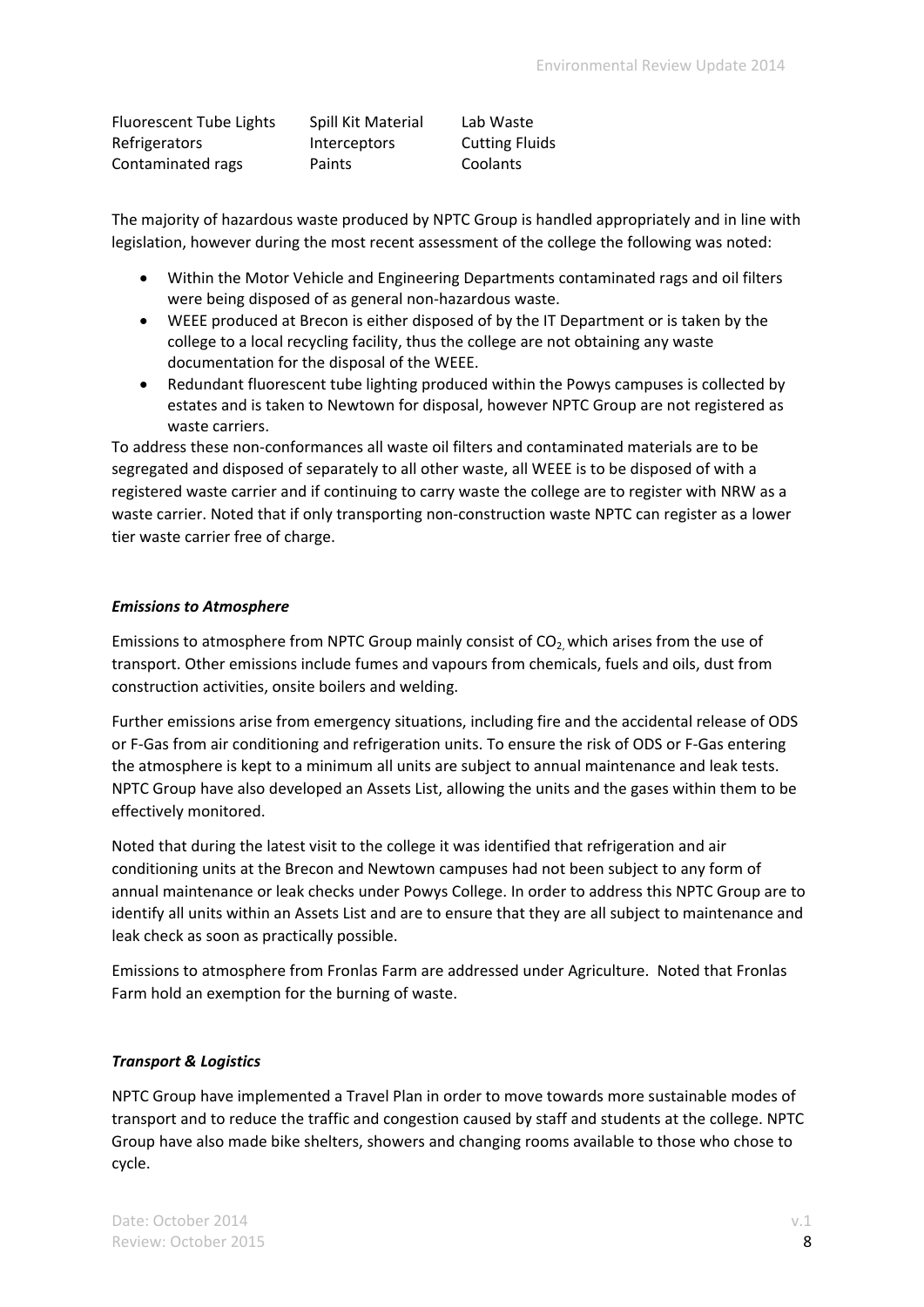| | | |
|---|---|---|
| Fluorescent Tube Lights | Spill Kit Material | Lab Waste |
| Refrigerators | Interceptors | Cutting Fluids |
| Contaminated rags | Paints | Coolants |

The majority of hazardous waste produced by NPTC Group is handled appropriately and in line with legislation, however during the most recent assessment of the college the following was noted:

- Within the Motor Vehicle and Engineering Departments contaminated rags and oil filters were being disposed of as general non-hazardous waste.
- WEEE produced at Brecon is either disposed of by the IT Department or is taken by the college to a local recycling facility, thus the college are not obtaining any waste documentation for the disposal of the WEEE.
- Redundant fluorescent tube lighting produced within the Powys campuses is collected by estates and is taken to Newtown for disposal, however NPTC Group are not registered as waste carriers.

To address these non-conformances all waste oil filters and contaminated materials are to be segregated and disposed of separately to all other waste, all WEEE is to be disposed of with a registered waste carrier and if continuing to carry waste the college are to register with NRW as a waste carrier. Noted that if only transporting non-construction waste NPTC can register as a lower tier waste carrier free of charge.

***Emissions to Atmosphere***

Emissions to atmosphere from NPTC Group mainly consist of $CO_2$, which arises from the use of transport. Other emissions include fumes and vapours from chemicals, fuels and oils, dust from construction activities, onsite boilers and welding.

Further emissions arise from emergency situations, including fire and the accidental release of ODS or F-Gas from air conditioning and refrigeration units. To ensure the risk of ODS or F-Gas entering the atmosphere is kept to a minimum all units are subject to annual maintenance and leak tests. NPTC Group have also developed an Assets List, allowing the units and the gases within them to be effectively monitored.

Noted that during the latest visit to the college it was identified that refrigeration and air conditioning units at the Brecon and Newtown campuses had not been subject to any form of annual maintenance or leak checks under Powys College. In order to address this NPTC Group are to identify all units within an Assets List and are to ensure that they are all subject to maintenance and leak check as soon as practically possible.

Emissions to atmosphere from Fronlas Farm are addressed under Agriculture. Noted that Fronlas Farm hold an exemption for the burning of waste.

***Transport & Logistics***

NPTC Group have implemented a Travel Plan in order to move towards more sustainable modes of transport and to reduce the traffic and congestion caused by staff and students at the college. NPTC Group have also made bike shelters, showers and changing rooms available to those who chose to cycle.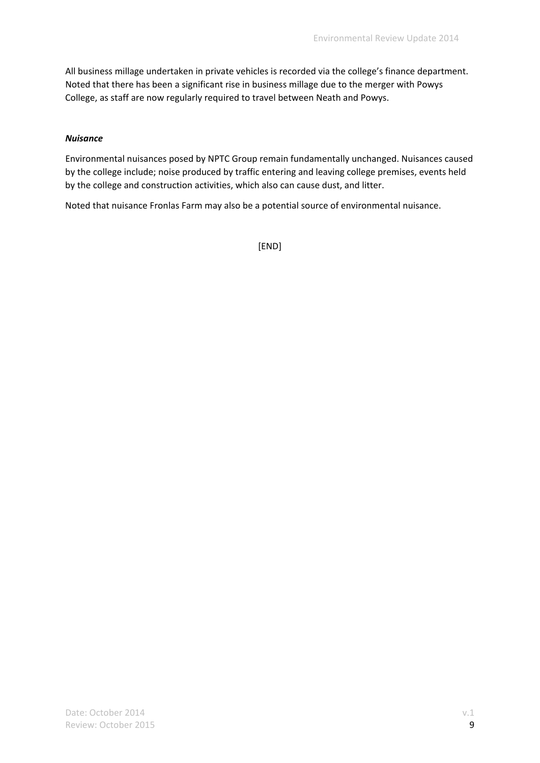All business millage undertaken in private vehicles is recorded via the college's finance department. Noted that there has been a significant rise in business millage due to the merger with Powys College, as staff are now regularly required to travel between Neath and Powys.

***Nuisance***

Environmental nuisances posed by NPTC Group remain fundamentally unchanged. Nuisances caused by the college include; noise produced by traffic entering and leaving college premises, events held by the college and construction activities, which also can cause dust, and litter.

Noted that nuisance Fronlas Farm may also be a potential source of environmental nuisance.

[END]

Date: October 2014
Review: October 2015

v.1